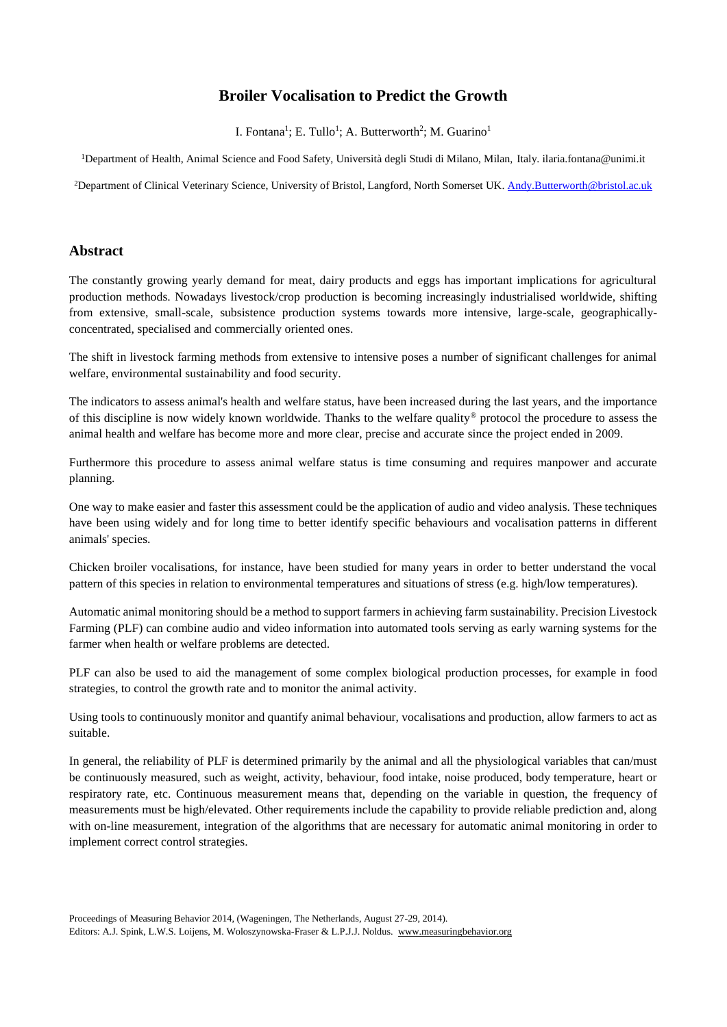# Broiler Vocalisation to Predict the Growth

I. Fontana[1]; E. Tullo[1]; A. Butterworth[2]; M. Guarino[1]

[1]Department of Health, Animal Science and Food Safety, Università degli Studi di Milano, Milan, Italy. ilaria.fontana@unimi.it

[2]Department of Clinical Veterinary Science, University of Bristol, Langford, North Somerset UK. Andy.Butterworth@bristol.ac.uk

## Abstract

The constantly growing yearly demand for meat, dairy products and eggs has important implications for agricultural production methods. Nowadays livestock/crop production is becoming increasingly industrialised worldwide, shifting from extensive, small-scale, subsistence production systems towards more intensive, large-scale, geographically-concentrated, specialised and commercially oriented ones.

The shift in livestock farming methods from extensive to intensive poses a number of significant challenges for animal welfare, environmental sustainability and food security.

The indicators to assess animal's health and welfare status, have been increased during the last years, and the importance of this discipline is now widely known worldwide. Thanks to the welfare quality® protocol the procedure to assess the animal health and welfare has become more and more clear, precise and accurate since the project ended in 2009.

Furthermore this procedure to assess animal welfare status is time consuming and requires manpower and accurate planning.

One way to make easier and faster this assessment could be the application of audio and video analysis. These techniques have been using widely and for long time to better identify specific behaviours and vocalisation patterns in different animals' species.

Chicken broiler vocalisations, for instance, have been studied for many years in order to better understand the vocal pattern of this species in relation to environmental temperatures and situations of stress (e.g. high/low temperatures).

Automatic animal monitoring should be a method to support farmers in achieving farm sustainability. Precision Livestock Farming (PLF) can combine audio and video information into automated tools serving as early warning systems for the farmer when health or welfare problems are detected.

PLF can also be used to aid the management of some complex biological production processes, for example in food strategies, to control the growth rate and to monitor the animal activity.

Using tools to continuously monitor and quantify animal behaviour, vocalisations and production, allow farmers to act as suitable.

In general, the reliability of PLF is determined primarily by the animal and all the physiological variables that can/must be continuously measured, such as weight, activity, behaviour, food intake, noise produced, body temperature, heart or respiratory rate, etc. Continuous measurement means that, depending on the variable in question, the frequency of measurements must be high/elevated. Other requirements include the capability to provide reliable prediction and, along with on-line measurement, integration of the algorithms that are necessary for automatic animal monitoring in order to implement correct control strategies.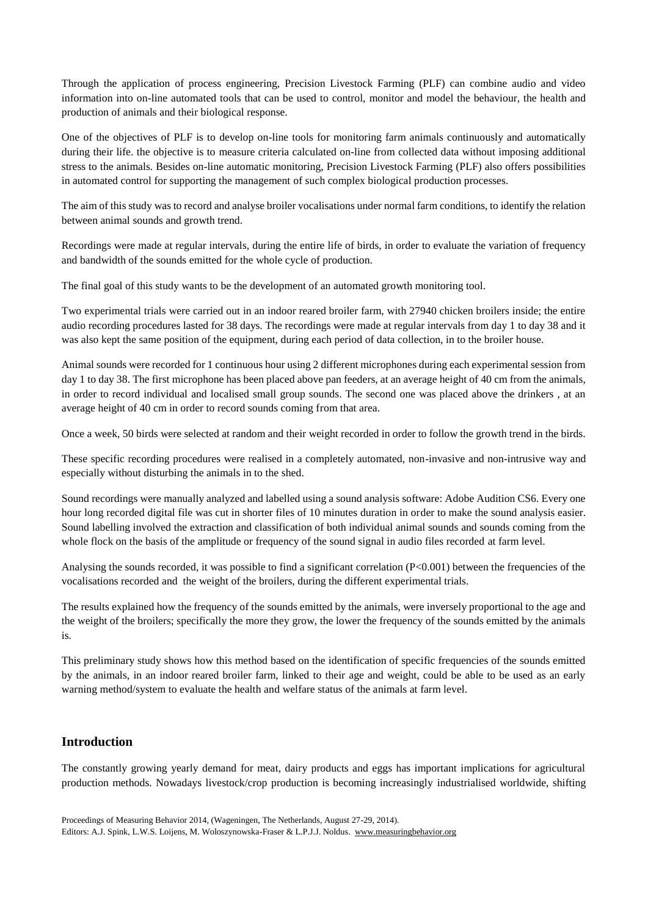Through the application of process engineering, Precision Livestock Farming (PLF) can combine audio and video information into on-line automated tools that can be used to control, monitor and model the behaviour, the health and production of animals and their biological response.

One of the objectives of PLF is to develop on-line tools for monitoring farm animals continuously and automatically during their life. the objective is to measure criteria calculated on-line from collected data without imposing additional stress to the animals. Besides on-line automatic monitoring, Precision Livestock Farming (PLF) also offers possibilities in automated control for supporting the management of such complex biological production processes.

The aim of this study was to record and analyse broiler vocalisations under normal farm conditions, to identify the relation between animal sounds and growth trend.

Recordings were made at regular intervals, during the entire life of birds, in order to evaluate the variation of frequency and bandwidth of the sounds emitted for the whole cycle of production.

The final goal of this study wants to be the development of an automated growth monitoring tool.

Two experimental trials were carried out in an indoor reared broiler farm, with 27940 chicken broilers inside; the entire audio recording procedures lasted for 38 days. The recordings were made at regular intervals from day 1 to day 38 and it was also kept the same position of the equipment, during each period of data collection, in to the broiler house.

Animal sounds were recorded for 1 continuous hour using 2 different microphones during each experimental session from day 1 to day 38. The first microphone has been placed above pan feeders, at an average height of 40 cm from the animals, in order to record individual and localised small group sounds. The second one was placed above the drinkers , at an average height of 40 cm in order to record sounds coming from that area.

Once a week, 50 birds were selected at random and their weight recorded in order to follow the growth trend in the birds.

These specific recording procedures were realised in a completely automated, non-invasive and non-intrusive way and especially without disturbing the animals in to the shed.

Sound recordings were manually analyzed and labelled using a sound analysis software: Adobe Audition CS6. Every one hour long recorded digital file was cut in shorter files of 10 minutes duration in order to make the sound analysis easier. Sound labelling involved the extraction and classification of both individual animal sounds and sounds coming from the whole flock on the basis of the amplitude or frequency of the sound signal in audio files recorded at farm level.

Analysing the sounds recorded, it was possible to find a significant correlation ($P<0.001$) between the frequencies of the vocalisations recorded and the weight of the broilers, during the different experimental trials.

The results explained how the frequency of the sounds emitted by the animals, were inversely proportional to the age and the weight of the broilers; specifically the more they grow, the lower the frequency of the sounds emitted by the animals is.

This preliminary study shows how this method based on the identification of specific frequencies of the sounds emitted by the animals, in an indoor reared broiler farm, linked to their age and weight, could be able to be used as an early warning method/system to evaluate the health and welfare status of the animals at farm level.

## Introduction

The constantly growing yearly demand for meat, dairy products and eggs has important implications for agricultural production methods. Nowadays livestock/crop production is becoming increasingly industrialised worldwide, shifting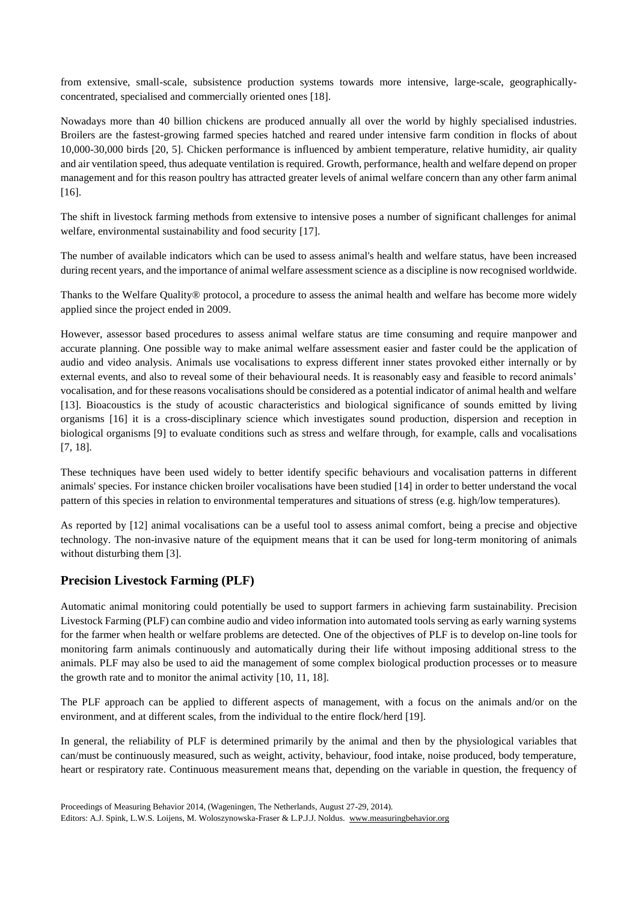from extensive, small-scale, subsistence production systems towards more intensive, large-scale, geographically-concentrated, specialised and commercially oriented ones [18].

Nowadays more than 40 billion chickens are produced annually all over the world by highly specialised industries. Broilers are the fastest-growing farmed species hatched and reared under intensive farm condition in flocks of about 10,000-30,000 birds [20, 5]. Chicken performance is influenced by ambient temperature, relative humidity, air quality and air ventilation speed, thus adequate ventilation is required. Growth, performance, health and welfare depend on proper management and for this reason poultry has attracted greater levels of animal welfare concern than any other farm animal [16].

The shift in livestock farming methods from extensive to intensive poses a number of significant challenges for animal welfare, environmental sustainability and food security [17].

The number of available indicators which can be used to assess animal's health and welfare status, have been increased during recent years, and the importance of animal welfare assessment science as a discipline is now recognised worldwide.

Thanks to the Welfare Quality® protocol, a procedure to assess the animal health and welfare has become more widely applied since the project ended in 2009.

However, assessor based procedures to assess animal welfare status are time consuming and require manpower and accurate planning. One possible way to make animal welfare assessment easier and faster could be the application of audio and video analysis. Animals use vocalisations to express different inner states provoked either internally or by external events, and also to reveal some of their behavioural needs. It is reasonably easy and feasible to record animals' vocalisation, and for these reasons vocalisations should be considered as a potential indicator of animal health and welfare [13]. Bioacoustics is the study of acoustic characteristics and biological significance of sounds emitted by living organisms [16] it is a cross-disciplinary science which investigates sound production, dispersion and reception in biological organisms [9] to evaluate conditions such as stress and welfare through, for example, calls and vocalisations [7, 18].

These techniques have been used widely to better identify specific behaviours and vocalisation patterns in different animals' species. For instance chicken broiler vocalisations have been studied [14] in order to better understand the vocal pattern of this species in relation to environmental temperatures and situations of stress (e.g. high/low temperatures).

As reported by [12] animal vocalisations can be a useful tool to assess animal comfort, being a precise and objective technology. The non-invasive nature of the equipment means that it can be used for long-term monitoring of animals without disturbing them [3].

## Precision Livestock Farming (PLF)

Automatic animal monitoring could potentially be used to support farmers in achieving farm sustainability. Precision Livestock Farming (PLF) can combine audio and video information into automated tools serving as early warning systems for the farmer when health or welfare problems are detected. One of the objectives of PLF is to develop on-line tools for monitoring farm animals continuously and automatically during their life without imposing additional stress to the animals. PLF may also be used to aid the management of some complex biological production processes or to measure the growth rate and to monitor the animal activity [10, 11, 18].

The PLF approach can be applied to different aspects of management, with a focus on the animals and/or on the environment, and at different scales, from the individual to the entire flock/herd [19].

In general, the reliability of PLF is determined primarily by the animal and then by the physiological variables that can/must be continuously measured, such as weight, activity, behaviour, food intake, noise produced, body temperature, heart or respiratory rate. Continuous measurement means that, depending on the variable in question, the frequency of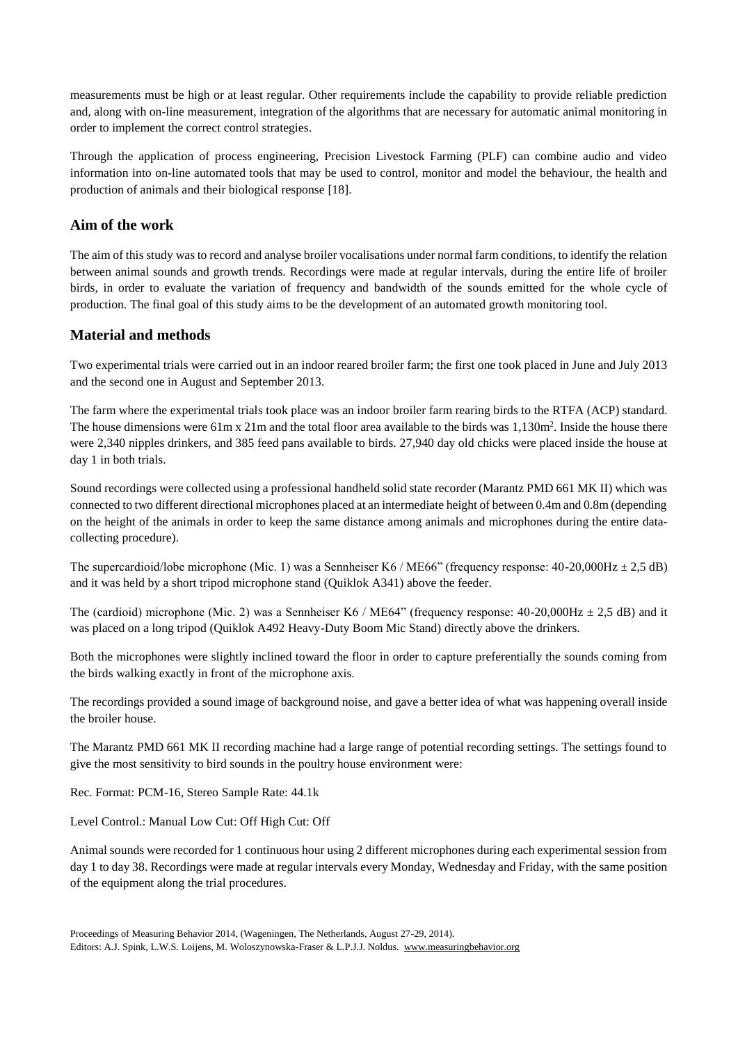measurements must be high or at least regular. Other requirements include the capability to provide reliable prediction and, along with on-line measurement, integration of the algorithms that are necessary for automatic animal monitoring in order to implement the correct control strategies.

Through the application of process engineering, Precision Livestock Farming (PLF) can combine audio and video information into on-line automated tools that may be used to control, monitor and model the behaviour, the health and production of animals and their biological response [18].

## Aim of the work

The aim of this study was to record and analyse broiler vocalisations under normal farm conditions, to identify the relation between animal sounds and growth trends. Recordings were made at regular intervals, during the entire life of broiler birds, in order to evaluate the variation of frequency and bandwidth of the sounds emitted for the whole cycle of production. The final goal of this study aims to be the development of an automated growth monitoring tool.

## Material and methods

Two experimental trials were carried out in an indoor reared broiler farm; the first one took placed in June and July 2013 and the second one in August and September 2013.

The farm where the experimental trials took place was an indoor broiler farm rearing birds to the RTFA (ACP) standard. The house dimensions were 61m x 21m and the total floor area available to the birds was 1,130m$^2$. Inside the house there were 2,340 nipples drinkers, and 385 feed pans available to birds. 27,940 day old chicks were placed inside the house at day 1 in both trials.

Sound recordings were collected using a professional handheld solid state recorder (Marantz PMD 661 MK II) which was connected to two different directional microphones placed at an intermediate height of between 0.4m and 0.8m (depending on the height of the animals in order to keep the same distance among animals and microphones during the entire data-collecting procedure).

The supercardioid/lobe microphone (Mic. 1) was a Sennheiser K6 / ME66" (frequency response: 40-20,000Hz ± 2,5 dB) and it was held by a short tripod microphone stand (Quiklok A341) above the feeder.

The (cardioid) microphone (Mic. 2) was a Sennheiser K6 / ME64" (frequency response: 40-20,000Hz ± 2,5 dB) and it was placed on a long tripod (Quiklok A492 Heavy-Duty Boom Mic Stand) directly above the drinkers.

Both the microphones were slightly inclined toward the floor in order to capture preferentially the sounds coming from the birds walking exactly in front of the microphone axis.

The recordings provided a sound image of background noise, and gave a better idea of what was happening overall inside the broiler house.

The Marantz PMD 661 MK II recording machine had a large range of potential recording settings. The settings found to give the most sensitivity to bird sounds in the poultry house environment were:

Rec. Format: PCM-16, Stereo Sample Rate: 44.1k

Level Control.: Manual Low Cut: Off High Cut: Off

Animal sounds were recorded for 1 continuous hour using 2 different microphones during each experimental session from day 1 to day 38. Recordings were made at regular intervals every Monday, Wednesday and Friday, with the same position of the equipment along the trial procedures.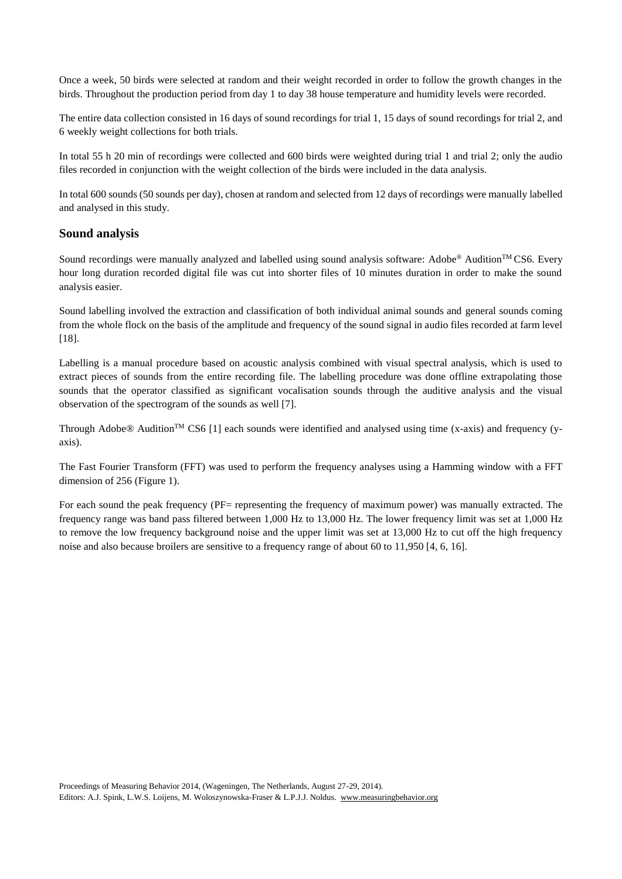Once a week, 50 birds were selected at random and their weight recorded in order to follow the growth changes in the birds. Throughout the production period from day 1 to day 38 house temperature and humidity levels were recorded.

The entire data collection consisted in 16 days of sound recordings for trial 1, 15 days of sound recordings for trial 2, and 6 weekly weight collections for both trials.

In total 55 h 20 min of recordings were collected and 600 birds were weighted during trial 1 and trial 2; only the audio files recorded in conjunction with the weight collection of the birds were included in the data analysis.

In total 600 sounds (50 sounds per day), chosen at random and selected from 12 days of recordings were manually labelled and analysed in this study.

## Sound analysis

Sound recordings were manually analyzed and labelled using sound analysis software: Adobe® Audition™ CS6. Every hour long duration recorded digital file was cut into shorter files of 10 minutes duration in order to make the sound analysis easier.

Sound labelling involved the extraction and classification of both individual animal sounds and general sounds coming from the whole flock on the basis of the amplitude and frequency of the sound signal in audio files recorded at farm level [18].

Labelling is a manual procedure based on acoustic analysis combined with visual spectral analysis, which is used to extract pieces of sounds from the entire recording file. The labelling procedure was done offline extrapolating those sounds that the operator classified as significant vocalisation sounds through the auditive analysis and the visual observation of the spectrogram of the sounds as well [7].

Through Adobe® Audition™ CS6 [1] each sounds were identified and analysed using time (x-axis) and frequency (y-axis).

The Fast Fourier Transform (FFT) was used to perform the frequency analyses using a Hamming window with a FFT dimension of 256 (Figure 1).

For each sound the peak frequency (PF= representing the frequency of maximum power) was manually extracted. The frequency range was band pass filtered between 1,000 Hz to 13,000 Hz. The lower frequency limit was set at 1,000 Hz to remove the low frequency background noise and the upper limit was set at 13,000 Hz to cut off the high frequency noise and also because broilers are sensitive to a frequency range of about 60 to 11,950 [4, 6, 16].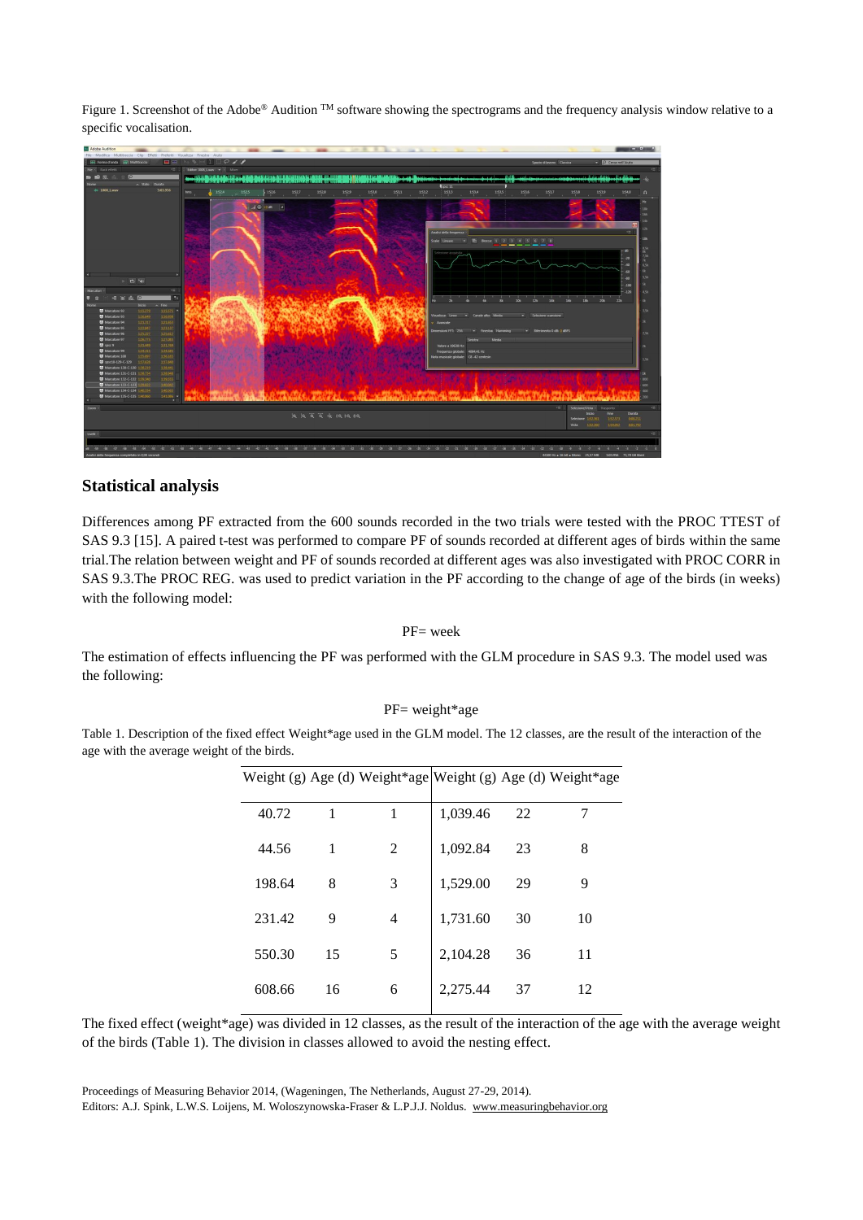Figure 1. Screenshot of the Adobe® Audition ™ software showing the spectrograms and the frequency analysis window relative to a specific vocalisation.

## Statistical analysis

Differences among PF extracted from the 600 sounds recorded in the two trials were tested with the PROC TTEST of SAS 9.3 [15]. A paired t-test was performed to compare PF of sounds recorded at different ages of birds within the same trial.The relation between weight and PF of sounds recorded at different ages was also investigated with PROC CORR in SAS 9.3.The PROC REG. was used to predict variation in the PF according to the change of age of the birds (in weeks) with the following model:

PF= week

The estimation of effects influencing the PF was performed with the GLM procedure in SAS 9.3. The model used was the following:

PF= weight*age

Table 1. Description of the fixed effect Weight*age used in the GLM model. The 12 classes, are the result of the interaction of the age with the average weight of the birds.

| Weight (g) | Age (d) | Weight*age | Weight (g) | Age (d) | Weight*age |
|---|---|---|---|---|---|
| 40.72 | 1 | 1 | 1,039.46 | 22 | 7 |
| 44.56 | 1 | 2 | 1,092.84 | 23 | 8 |
| 198.64 | 8 | 3 | 1,529.00 | 29 | 9 |
| 231.42 | 9 | 4 | 1,731.60 | 30 | 10 |
| 550.30 | 15 | 5 | 2,104.28 | 36 | 11 |
| 608.66 | 16 | 6 | 2,275.44 | 37 | 12 |

The fixed effect (weight*age) was divided in 12 classes, as the result of the interaction of the age with the average weight of the birds (Table 1). The division in classes allowed to avoid the nesting effect.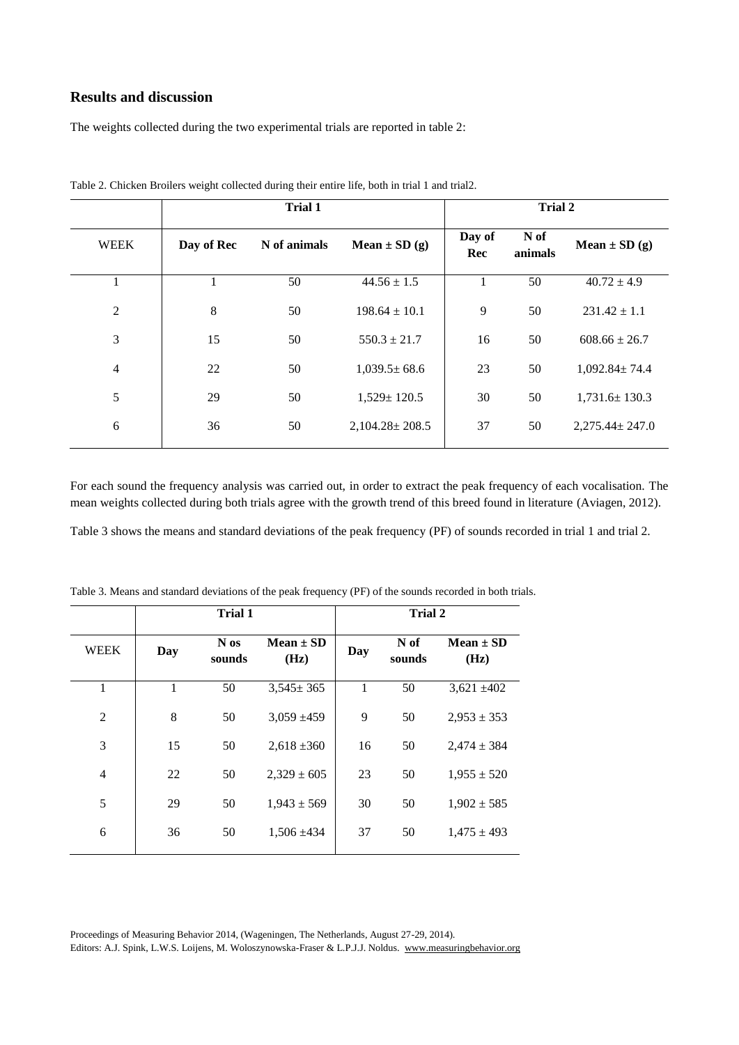## Results and discussion

The weights collected during the two experimental trials are reported in table 2:

Table 2. Chicken Broilers weight collected during their entire life, both in trial 1 and trial2.

| | Trial 1 | | | Trial 2 | | |
|---|---|---|---|---|---|---|
| WEEK | Day of Rec | N of animals | Mean ± SD (g) | Day of Rec | N of animals | Mean ± SD (g) |
| 1 | 1 | 50 | 44.56 ± 1.5 | 1 | 50 | 40.72 ± 4.9 |
| 2 | 8 | 50 | 198.64 ± 10.1 | 9 | 50 | 231.42 ± 1.1 |
| 3 | 15 | 50 | 550.3 ± 21.7 | 16 | 50 | 608.66 ± 26.7 |
| 4 | 22 | 50 | 1,039.5± 68.6 | 23 | 50 | 1,092.84± 74.4 |
| 5 | 29 | 50 | 1,529± 120.5 | 30 | 50 | 1,731.6± 130.3 |
| 6 | 36 | 50 | 2,104.28± 208.5 | 37 | 50 | 2,275.44± 247.0 |

For each sound the frequency analysis was carried out, in order to extract the peak frequency of each vocalisation. The mean weights collected during both trials agree with the growth trend of this breed found in literature (Aviagen, 2012).

Table 3 shows the means and standard deviations of the peak frequency (PF) of sounds recorded in trial 1 and trial 2.

Table 3. Means and standard deviations of the peak frequency (PF) of the sounds recorded in both trials.

| | Trial 1 | | | Trial 2 | | |
|---|---|---|---|---|---|---|
| WEEK | Day | N os sounds | Mean ± SD (Hz) | Day | N of sounds | Mean ± SD (Hz) |
| 1 | 1 | 50 | 3,545± 365 | 1 | 50 | 3,621 ±402 |
| 2 | 8 | 50 | 3,059 ±459 | 9 | 50 | 2,953 ± 353 |
| 3 | 15 | 50 | 2,618 ±360 | 16 | 50 | 2,474 ± 384 |
| 4 | 22 | 50 | 2,329 ± 605 | 23 | 50 | 1,955 ± 520 |
| 5 | 29 | 50 | 1,943 ± 569 | 30 | 50 | 1,902 ± 585 |
| 6 | 36 | 50 | 1,506 ±434 | 37 | 50 | 1,475 ± 493 |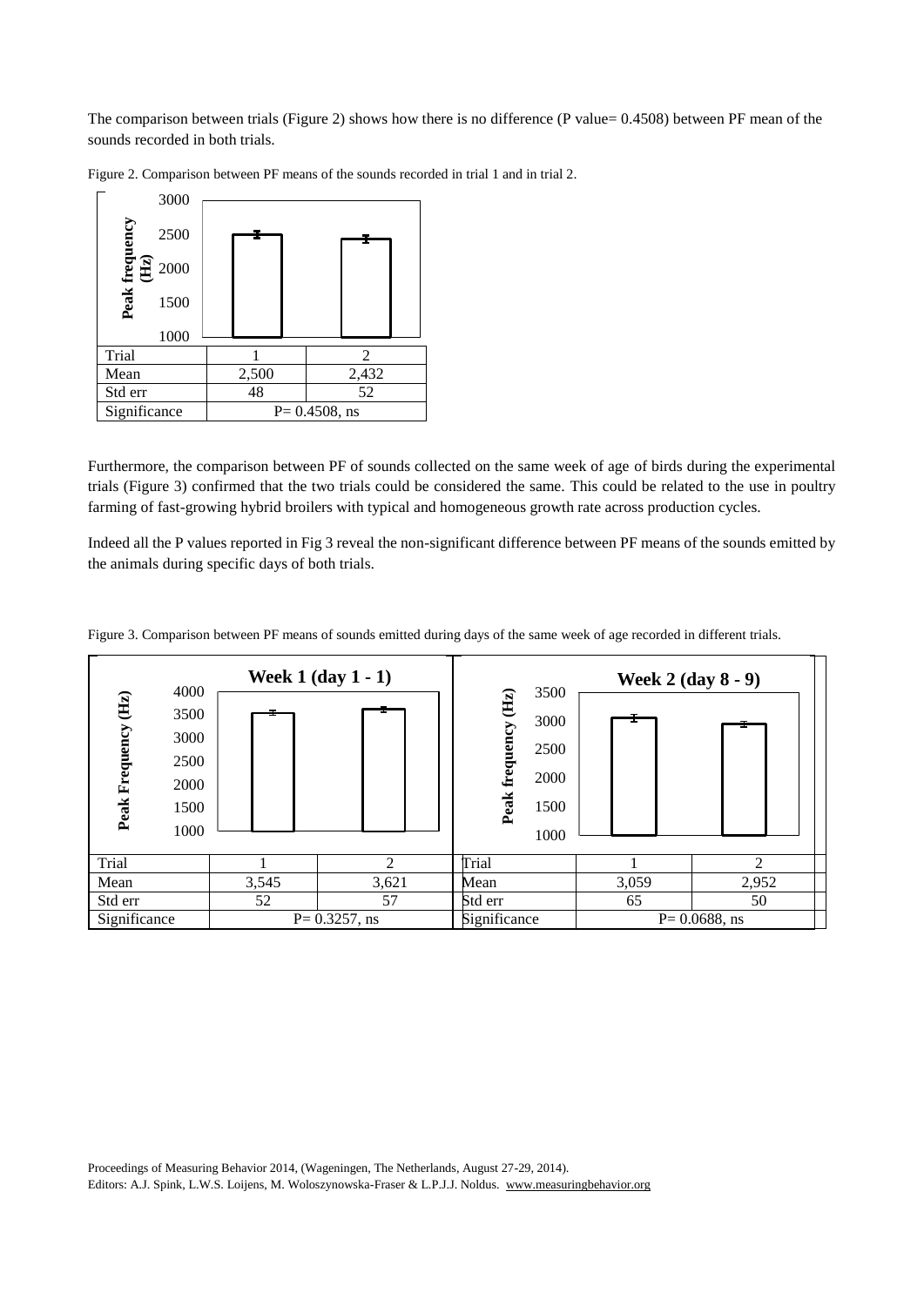The comparison between trials (Figure 2) shows how there is no difference (P value= 0.4508) between PF mean of the sounds recorded in both trials.

Figure 2. Comparison between PF means of the sounds recorded in trial 1 and in trial 2.

Peak frequency (Hz)
3000
2500
2000
1500
1000

| Trial | 1 | 2 |
|---|---|---|
| Mean | 2,500 | 2,432 |
| Std err | 48 | 52 |
| Significance | P= 0.4508, ns | |

Furthermore, the comparison between PF of sounds collected on the same week of age of birds during the experimental trials (Figure 3) confirmed that the two trials could be considered the same. This could be related to the use in poultry farming of fast-growing hybrid broilers with typical and homogeneous growth rate across production cycles.

Indeed all the P values reported in Fig 3 reveal the non-significant difference between PF means of the sounds emitted by the animals during specific days of both trials.

Figure 3. Comparison between PF means of sounds emitted during days of the same week of age recorded in different trials.

**Week 1 (day 1 - 1)**

Peak Frequency (Hz)
4000
3500
3000
2500
2000
1500
1000

| Trial | 1 | 2 |
|---|---|---|
| Mean | 3,545 | 3,621 |
| Std err | 52 | 57 |
| Significance | P= 0.3257, ns | |

**Week 2 (day 8 - 9)**

Peak frequency (Hz)
3500
3000
2500
2000
1500
1000

| Trial | 1 | 2 |
|---|---|---|
| Mean | 3,059 | 2,952 |
| Std err | 65 | 50 |
| Significance | P= 0.0688, ns | |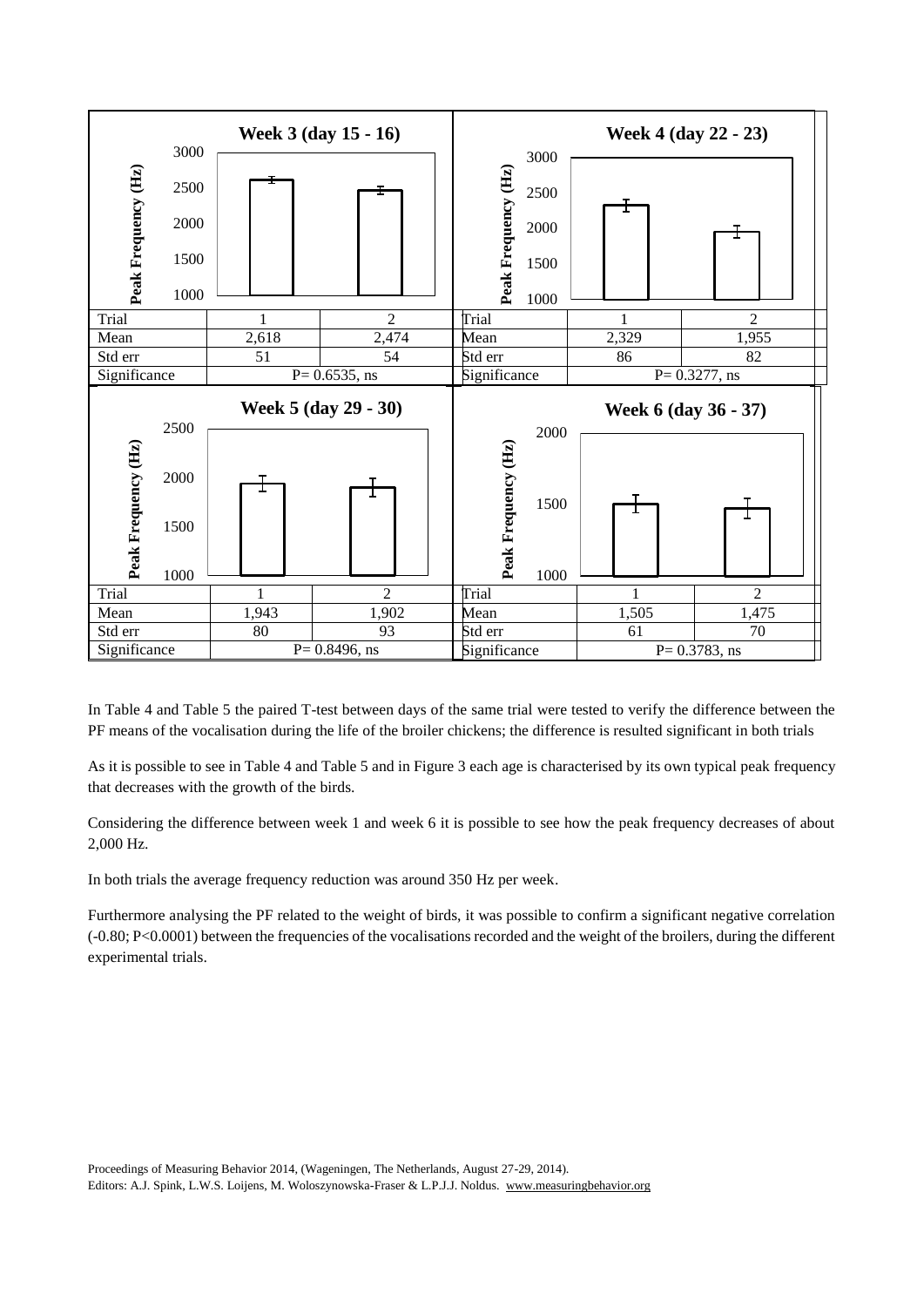Week 3 (day 15 - 16)

Peak Frequency (Hz)

3000
2500
2000
1500
1000

| Trial | 1 | 2 |
|---|---|---|
| Mean | 2,618 | 2,474 |
| Std err | 51 | 54 |
| Significance | P= 0.6535, ns | |

Week 4 (day 22 - 23)

Peak Frequency (Hz)

3000
2500
2000
1500
1000

| Trial | 1 | 2 |
|---|---|---|
| Mean | 2,329 | 1,955 |
| Std err | 86 | 82 |
| Significance | P= 0.3277, ns | |

Week 5 (day 29 - 30)

Peak Frequency (Hz)

2500
2000
1500
1000

| Trial | 1 | 2 |
|---|---|---|
| Mean | 1,943 | 1,902 |
| Std err | 80 | 93 |
| Significance | P= 0.8496, ns | |

Week 6 (day 36 - 37)

Peak Frequency (Hz)

2000
1500
1000

| Trial | 1 | 2 |
|---|---|---|
| Mean | 1,505 | 1,475 |
| Std err | 61 | 70 |
| Significance | P= 0.3783, ns | |

In Table 4 and Table 5 the paired T-test between days of the same trial were tested to verify the difference between the PF means of the vocalisation during the life of the broiler chickens; the difference is resulted significant in both trials

As it is possible to see in Table 4 and Table 5 and in Figure 3 each age is characterised by its own typical peak frequency that decreases with the growth of the birds.

Considering the difference between week 1 and week 6 it is possible to see how the peak frequency decreases of about 2,000 Hz.

In both trials the average frequency reduction was around 350 Hz per week.

Furthermore analysing the PF related to the weight of birds, it was possible to confirm a significant negative correlation (-0.80; $P<0.0001$) between the frequencies of the vocalisations recorded and the weight of the broilers, during the different experimental trials.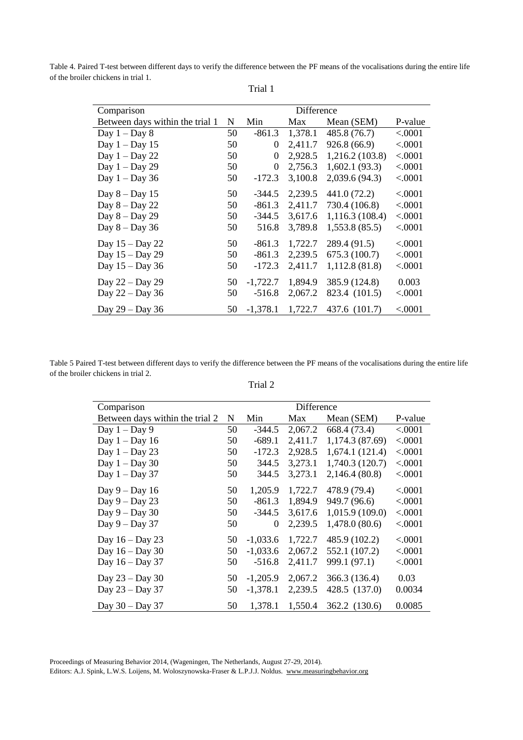Table 4. Paired T-test between different days to verify the difference between the PF means of the vocalisations during the entire life of the broiler chickens in trial 1.

Trial 1

| Comparison | Difference | | | | |
|---|---|---|---|---|---|
| Between days within the trial 1 | N | Min | Max | Mean (SEM) | P-value |
| Day 1 – Day 8 | 50 | -861.3 | 1,378.1 | 485.8 (76.7) | <.0001 |
| Day 1 – Day 15 | 50 | 0 | 2,411.7 | 926.8 (66.9) | <.0001 |
| Day 1 – Day 22 | 50 | 0 | 2,928.5 | 1,216.2 (103.8) | <.0001 |
| Day 1 – Day 29 | 50 | 0 | 2,756.3 | 1,602.1 (93.3) | <.0001 |
| Day 1 – Day 36 | 50 | -172.3 | 3,100.8 | 2,039.6 (94.3) | <.0001 |
| Day 8 – Day 15 | 50 | -344.5 | 2,239.5 | 441.0 (72.2) | <.0001 |
| Day 8 – Day 22 | 50 | -861.3 | 2,411.7 | 730.4 (106.8) | <.0001 |
| Day 8 – Day 29 | 50 | -344.5 | 3,617.6 | 1,116.3 (108.4) | <.0001 |
| Day 8 – Day 36 | 50 | 516.8 | 3,789.8 | 1,553.8 (85.5) | <.0001 |
| Day 15 – Day 22 | 50 | -861.3 | 1,722.7 | 289.4 (91.5) | <.0001 |
| Day 15 – Day 29 | 50 | -861.3 | 2,239.5 | 675.3 (100.7) | <.0001 |
| Day 15 – Day 36 | 50 | -172.3 | 2,411.7 | 1,112.8 (81.8) | <.0001 |
| Day 22 – Day 29 | 50 | -1,722.7 | 1,894.9 | 385.9 (124.8) | 0.003 |
| Day 22 – Day 36 | 50 | -516.8 | 2,067.2 | 823.4 (101.5) | <.0001 |
| Day 29 – Day 36 | 50 | -1,378.1 | 1,722.7 | 437.6 (101.7) | <.0001 |

Table 5 Paired T-test between different days to verify the difference between the PF means of the vocalisations during the entire life of the broiler chickens in trial 2.

Trial 2

| Comparison | Difference | | | | |
|---|---|---|---|---|---|
| Between days within the trial 2 | N | Min | Max | Mean (SEM) | P-value |
| Day 1 – Day 9 | 50 | -344.5 | 2,067.2 | 668.4 (73.4) | <.0001 |
| Day 1 – Day 16 | 50 | -689.1 | 2,411.7 | 1,174.3 (87.69) | <.0001 |
| Day 1 – Day 23 | 50 | -172.3 | 2,928.5 | 1,674.1 (121.4) | <.0001 |
| Day 1 – Day 30 | 50 | 344.5 | 3,273.1 | 1,740.3 (120.7) | <.0001 |
| Day 1 – Day 37 | 50 | 344.5 | 3,273.1 | 2,146.4 (80.8) | <.0001 |
| Day 9 – Day 16 | 50 | 1,205.9 | 1,722.7 | 478.9 (79.4) | <.0001 |
| Day 9 – Day 23 | 50 | -861.3 | 1,894.9 | 949.7 (96.6) | <.0001 |
| Day 9 – Day 30 | 50 | -344.5 | 3,617.6 | 1,015.9 (109.0) | <.0001 |
| Day 9 – Day 37 | 50 | 0 | 2,239.5 | 1,478.0 (80.6) | <.0001 |
| Day 16 – Day 23 | 50 | -1,033.6 | 1,722.7 | 485.9 (102.2) | <.0001 |
| Day 16 – Day 30 | 50 | -1,033.6 | 2,067.2 | 552.1 (107.2) | <.0001 |
| Day 16 – Day 37 | 50 | -516.8 | 2,411.7 | 999.1 (97.1) | <.0001 |
| Day 23 – Day 30 | 50 | -1,205.9 | 2,067.2 | 366.3 (136.4) | 0.03 |
| Day 23 – Day 37 | 50 | -1,378.1 | 2,239.5 | 428.5 (137.0) | 0.0034 |
| Day 30 – Day 37 | 50 | 1,378.1 | 1,550.4 | 362.2 (130.6) | 0.0085 |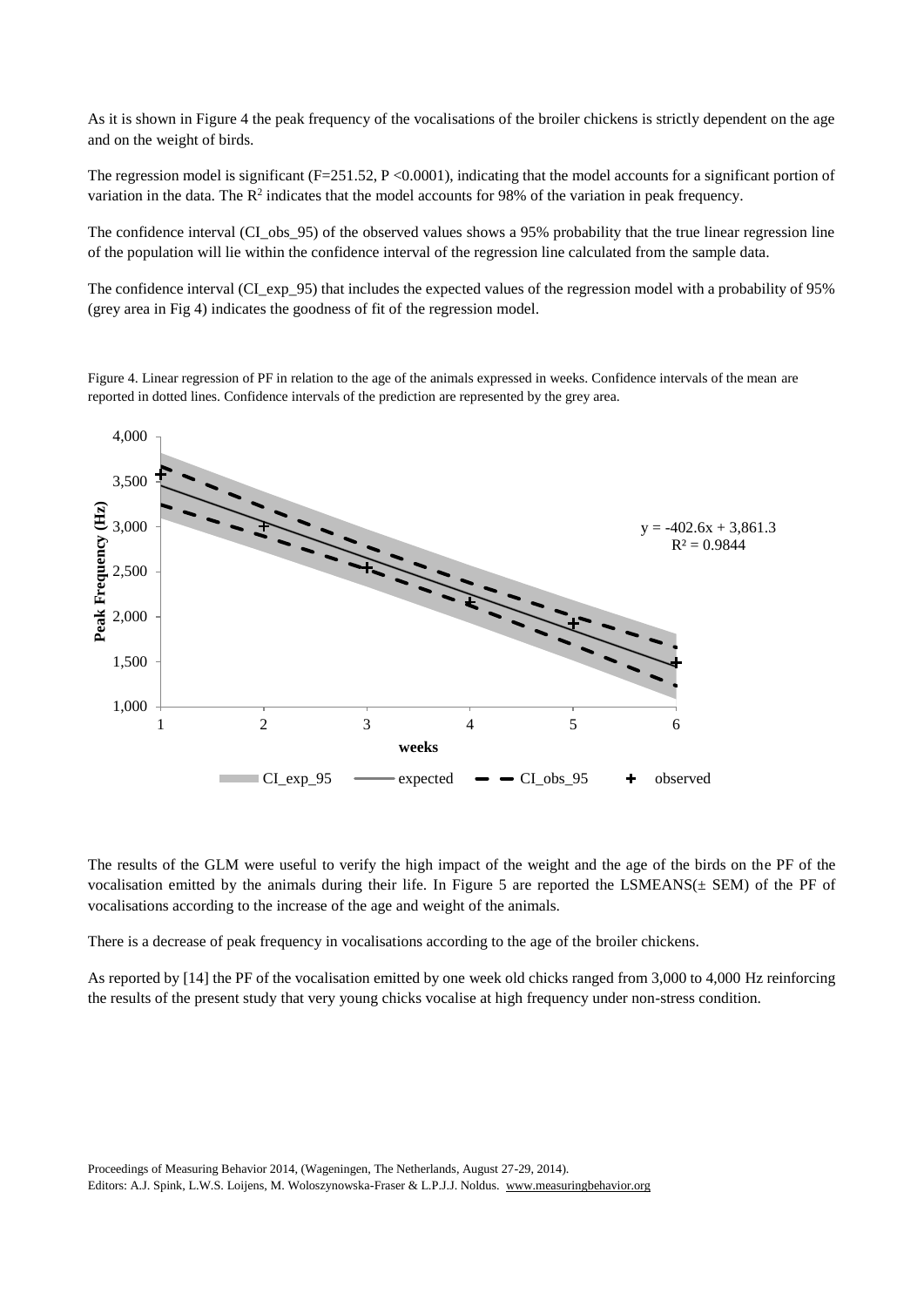As it is shown in Figure 4 the peak frequency of the vocalisations of the broiler chickens is strictly dependent on the age and on the weight of birds.

The regression model is significant ($F=251.52$, $P<0.0001$), indicating that the model accounts for a significant portion of variation in the data. The $R^2$ indicates that the model accounts for 98% of the variation in peak frequency.

The confidence interval (CI_obs_95) of the observed values shows a 95% probability that the true linear regression line of the population will lie within the confidence interval of the regression line calculated from the sample data.

The confidence interval (CI_exp_95) that includes the expected values of the regression model with a probability of 95% (grey area in Fig 4) indicates the goodness of fit of the regression model.

Figure 4. Linear regression of PF in relation to the age of the animals expressed in weeks. Confidence intervals of the mean are reported in dotted lines. Confidence intervals of the prediction are represented by the grey area.

Peak Frequency (Hz)

4,000
3,500
3,000
2,500
2,000
1,500
1,000

1 2 3 4 5 6

weeks

$y = -402.6x + 3,861.3$
$R^2 = 0.9844$

CI_exp_95 expected CI_obs_95 observed

The results of the GLM were useful to verify the high impact of the weight and the age of the birds on the PF of the vocalisation emitted by the animals during their life. In Figure 5 are reported the LSMEANS(± SEM) of the PF of vocalisations according to the increase of the age and weight of the animals.

There is a decrease of peak frequency in vocalisations according to the age of the broiler chickens.

As reported by [14] the PF of the vocalisation emitted by one week old chicks ranged from 3,000 to 4,000 Hz reinforcing the results of the present study that very young chicks vocalise at high frequency under non-stress condition.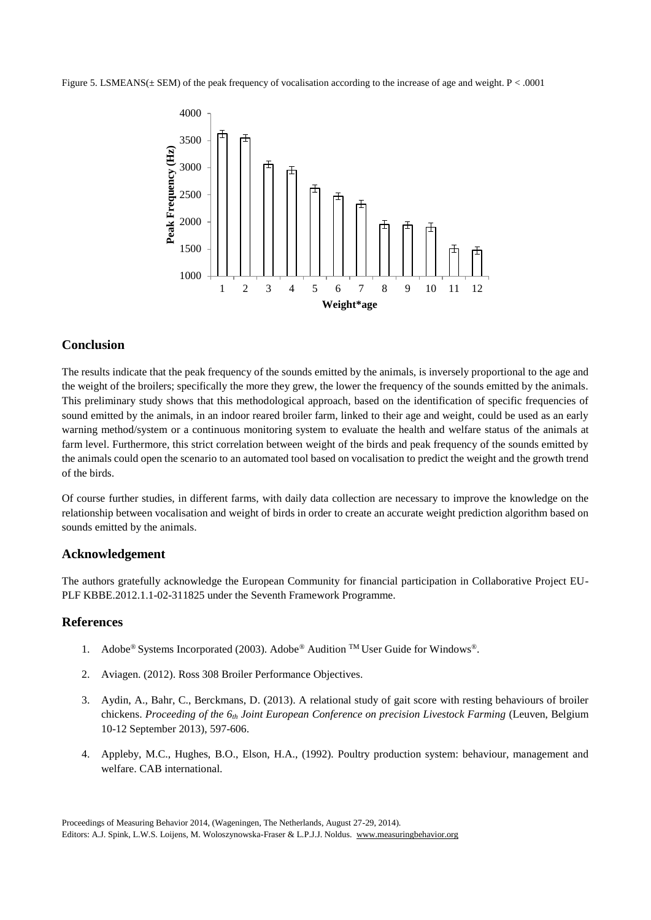Figure 5. LSMEANS(± SEM) of the peak frequency of vocalisation according to the increase of age and weight. P < .0001

## Conclusion

The results indicate that the peak frequency of the sounds emitted by the animals, is inversely proportional to the age and the weight of the broilers; specifically the more they grew, the lower the frequency of the sounds emitted by the animals. This preliminary study shows that this methodological approach, based on the identification of specific frequencies of sound emitted by the animals, in an indoor reared broiler farm, linked to their age and weight, could be used as an early warning method/system or a continuous monitoring system to evaluate the health and welfare status of the animals at farm level. Furthermore, this strict correlation between weight of the birds and peak frequency of the sounds emitted by the animals could open the scenario to an automated tool based on vocalisation to predict the weight and the growth trend of the birds.

Of course further studies, in different farms, with daily data collection are necessary to improve the knowledge on the relationship between vocalisation and weight of birds in order to create an accurate weight prediction algorithm based on sounds emitted by the animals.

## Acknowledgement

The authors gratefully acknowledge the European Community for financial participation in Collaborative Project EU-PLF KBBE.2012.1.1-02-311825 under the Seventh Framework Programme.

## References

1. Adobe® Systems Incorporated (2003). Adobe® Audition ™ User Guide for Windows®.
2. Aviagen. (2012). Ross 308 Broiler Performance Objectives.
3. Aydin, A., Bahr, C., Berckmans, D. (2013). A relational study of gait score with resting behaviours of broiler chickens. *Proceeding of the 6th Joint European Conference on precision Livestock Farming* (Leuven, Belgium 10-12 September 2013), 597-606.
4. Appleby, M.C., Hughes, B.O., Elson, H.A., (1992). Poultry production system: behaviour, management and welfare. CAB international.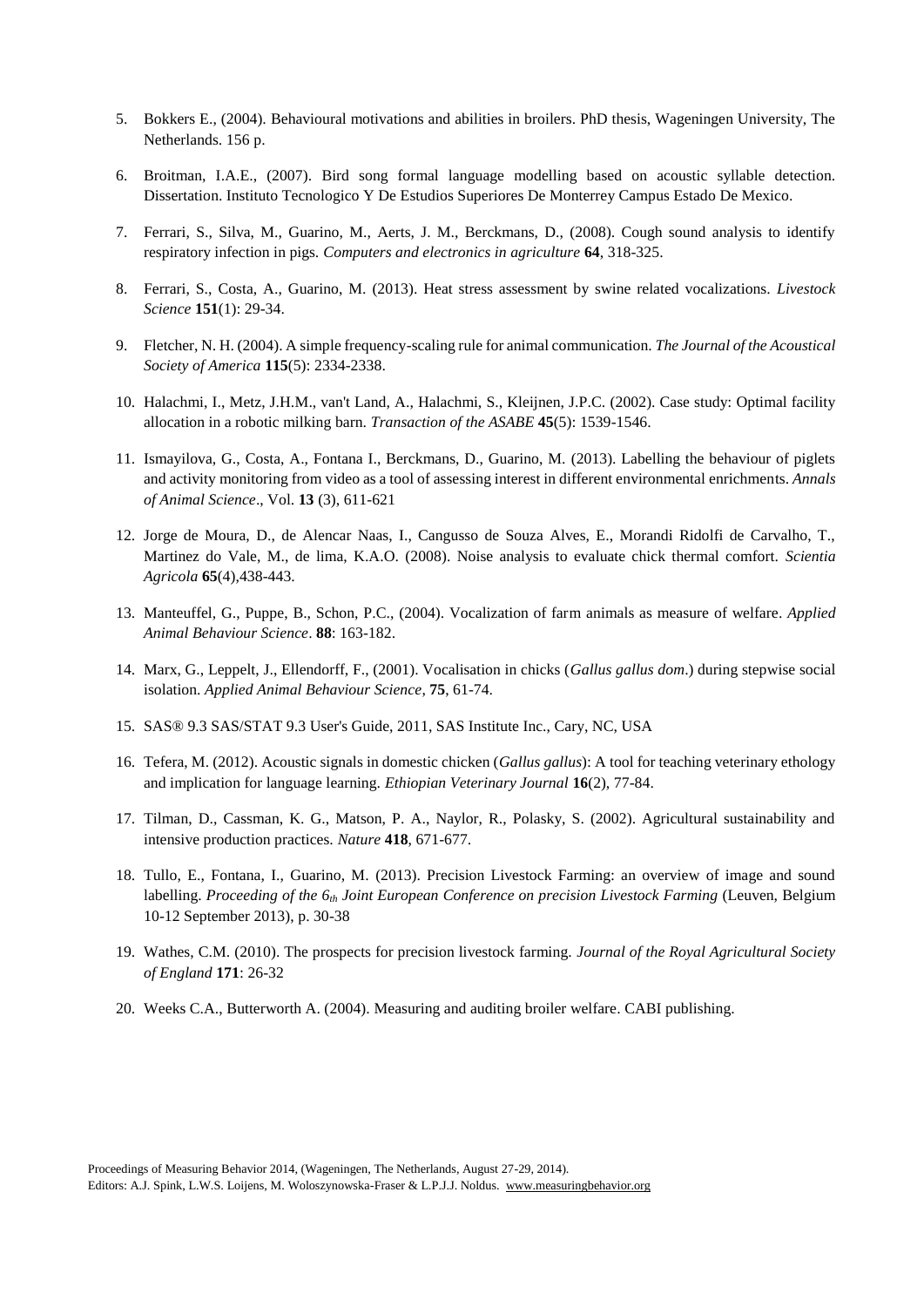5. Bokkers E., (2004). Behavioural motivations and abilities in broilers. PhD thesis, Wageningen University, The Netherlands. 156 p.

6. Broitman, I.A.E., (2007). Bird song formal language modelling based on acoustic syllable detection. Dissertation. Instituto Tecnologico Y De Estudios Superiores De Monterrey Campus Estado De Mexico.

7. Ferrari, S., Silva, M., Guarino, M., Aerts, J. M., Berckmans, D., (2008). Cough sound analysis to identify respiratory infection in pigs. *Computers and electronics in agriculture* **64**, 318-325.

8. Ferrari, S., Costa, A., Guarino, M. (2013). Heat stress assessment by swine related vocalizations. *Livestock Science* **151**(1): 29-34.

9. Fletcher, N. H. (2004). A simple frequency-scaling rule for animal communication. *The Journal of the Acoustical Society of America* **115**(5): 2334-2338.

10. Halachmi, I., Metz, J.H.M., van't Land, A., Halachmi, S., Kleijnen, J.P.C. (2002). Case study: Optimal facility allocation in a robotic milking barn. *Transaction of the ASABE* **45**(5): 1539-1546.

11. Ismayilova, G., Costa, A., Fontana I., Berckmans, D., Guarino, M. (2013). Labelling the behaviour of piglets and activity monitoring from video as a tool of assessing interest in different environmental enrichments. *Annals of Animal Science*., Vol. **13** (3), 611-621

12. Jorge de Moura, D., de Alencar Naas, I., Cangusso de Souza Alves, E., Morandi Ridolfi de Carvalho, T., Martinez do Vale, M., de lima, K.A.O. (2008). Noise analysis to evaluate chick thermal comfort. *Scientia Agricola* **65**(4),438-443.

13. Manteuffel, G., Puppe, B., Schon, P.C., (2004). Vocalization of farm animals as measure of welfare. *Applied Animal Behaviour Science*. **88**: 163-182.

14. Marx, G., Leppelt, J., Ellendorff, F., (2001). Vocalisation in chicks (*Gallus gallus dom*.) during stepwise social isolation. *Applied Animal Behaviour Science*, **75**, 61-74.

15. SAS® 9.3 SAS/STAT 9.3 User's Guide, 2011, SAS Institute Inc., Cary, NC, USA

16. Tefera, M. (2012). Acoustic signals in domestic chicken (*Gallus gallus*): A tool for teaching veterinary ethology and implication for language learning. *Ethiopian Veterinary Journal* **16**(2), 77-84.

17. Tilman, D., Cassman, K. G., Matson, P. A., Naylor, R., Polasky, S. (2002). Agricultural sustainability and intensive production practices. *Nature* **418**, 671-677.

18. Tullo, E., Fontana, I., Guarino, M. (2013). Precision Livestock Farming: an overview of image and sound labelling. *Proceeding of the 6th Joint European Conference on precision Livestock Farming* (Leuven, Belgium 10-12 September 2013), p. 30-38

19. Wathes, C.M. (2010). The prospects for precision livestock farming. *Journal of the Royal Agricultural Society of England* **171**: 26-32

20. Weeks C.A., Butterworth A. (2004). Measuring and auditing broiler welfare. CABI publishing.